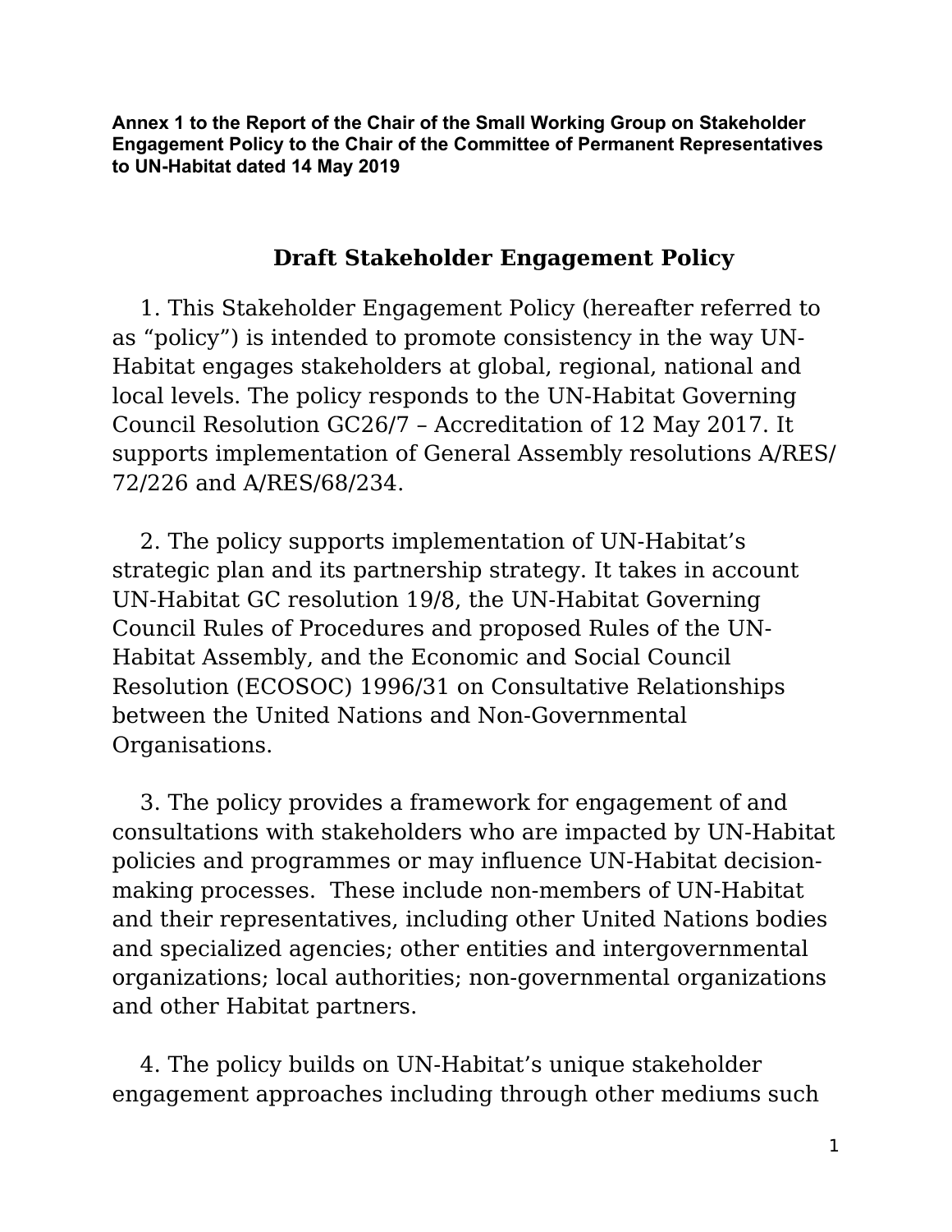**Annex 1 to the Report of the Chair of the Small Working Group on Stakeholder Engagement Policy to the Chair of the Committee of Permanent Representatives to UN-Habitat dated 14 May 2019**

# Draft Stakeholder Engagement Policy

1. This Stakeholder Engagement Policy (hereafter referred to as "policy") is intended to promote consistency in the way UN-Habitat engages stakeholders at global, regional, national and local levels. The policy responds to the UN-Habitat Governing Council Resolution GC26/7 – Accreditation of 12 May 2017. It supports implementation of General Assembly resolutions A/RES/72/226 and A/RES/68/234.

2. The policy supports implementation of UN-Habitat's strategic plan and its partnership strategy. It takes in account UN-Habitat GC resolution 19/8, the UN-Habitat Governing Council Rules of Procedures and proposed Rules of the UN-Habitat Assembly, and the Economic and Social Council Resolution (ECOSOC) 1996/31 on Consultative Relationships between the United Nations and Non-Governmental Organisations.

3. The policy provides a framework for engagement of and consultations with stakeholders who are impacted by UN-Habitat policies and programmes or may influence UN-Habitat decision-making processes. These include non-members of UN-Habitat and their representatives, including other United Nations bodies and specialized agencies; other entities and intergovernmental organizations; local authorities; non-governmental organizations and other Habitat partners.

4. The policy builds on UN-Habitat's unique stakeholder engagement approaches including through other mediums such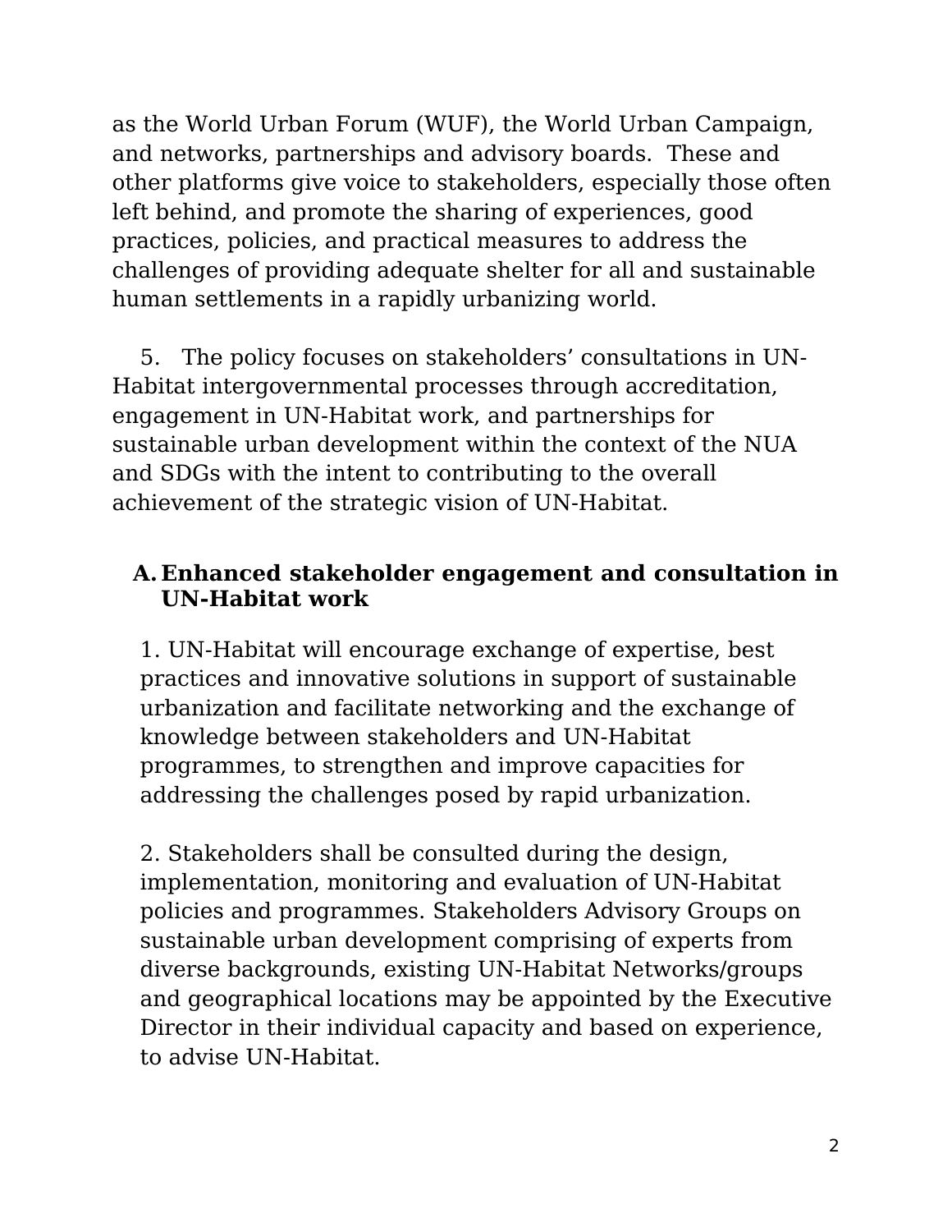as the World Urban Forum (WUF), the World Urban Campaign, and networks, partnerships and advisory boards. These and other platforms give voice to stakeholders, especially those often left behind, and promote the sharing of experiences, good practices, policies, and practical measures to address the challenges of providing adequate shelter for all and sustainable human settlements in a rapidly urbanizing world.

5. The policy focuses on stakeholders' consultations in UN-Habitat intergovernmental processes through accreditation, engagement in UN-Habitat work, and partnerships for sustainable urban development within the context of the NUA and SDGs with the intent to contributing to the overall achievement of the strategic vision of UN-Habitat.

## A. Enhanced stakeholder engagement and consultation in UN-Habitat work

1. UN-Habitat will encourage exchange of expertise, best practices and innovative solutions in support of sustainable urbanization and facilitate networking and the exchange of knowledge between stakeholders and UN-Habitat programmes, to strengthen and improve capacities for addressing the challenges posed by rapid urbanization.

2. Stakeholders shall be consulted during the design, implementation, monitoring and evaluation of UN-Habitat policies and programmes. Stakeholders Advisory Groups on sustainable urban development comprising of experts from diverse backgrounds, existing UN-Habitat Networks/groups and geographical locations may be appointed by the Executive Director in their individual capacity and based on experience, to advise UN-Habitat.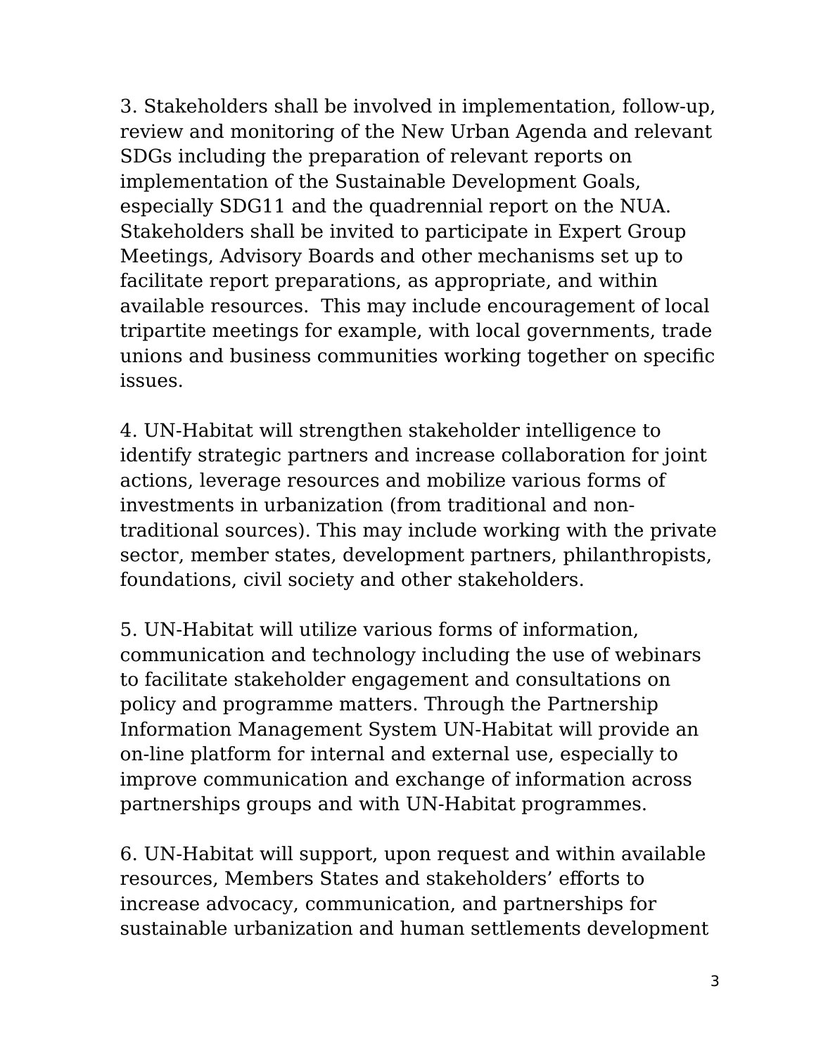3. Stakeholders shall be involved in implementation, follow-up, review and monitoring of the New Urban Agenda and relevant SDGs including the preparation of relevant reports on implementation of the Sustainable Development Goals, especially SDG11 and the quadrennial report on the NUA. Stakeholders shall be invited to participate in Expert Group Meetings, Advisory Boards and other mechanisms set up to facilitate report preparations, as appropriate, and within available resources.  This may include encouragement of local tripartite meetings for example, with local governments, trade unions and business communities working together on specific issues.

4. UN-Habitat will strengthen stakeholder intelligence to identify strategic partners and increase collaboration for joint actions, leverage resources and mobilize various forms of investments in urbanization (from traditional and non-traditional sources). This may include working with the private sector, member states, development partners, philanthropists, foundations, civil society and other stakeholders.

5. UN-Habitat will utilize various forms of information, communication and technology including the use of webinars to facilitate stakeholder engagement and consultations on policy and programme matters. Through the Partnership Information Management System UN-Habitat will provide an on-line platform for internal and external use, especially to improve communication and exchange of information across partnerships groups and with UN-Habitat programmes.

6. UN-Habitat will support, upon request and within available resources, Members States and stakeholders' efforts to increase advocacy, communication, and partnerships for sustainable urbanization and human settlements development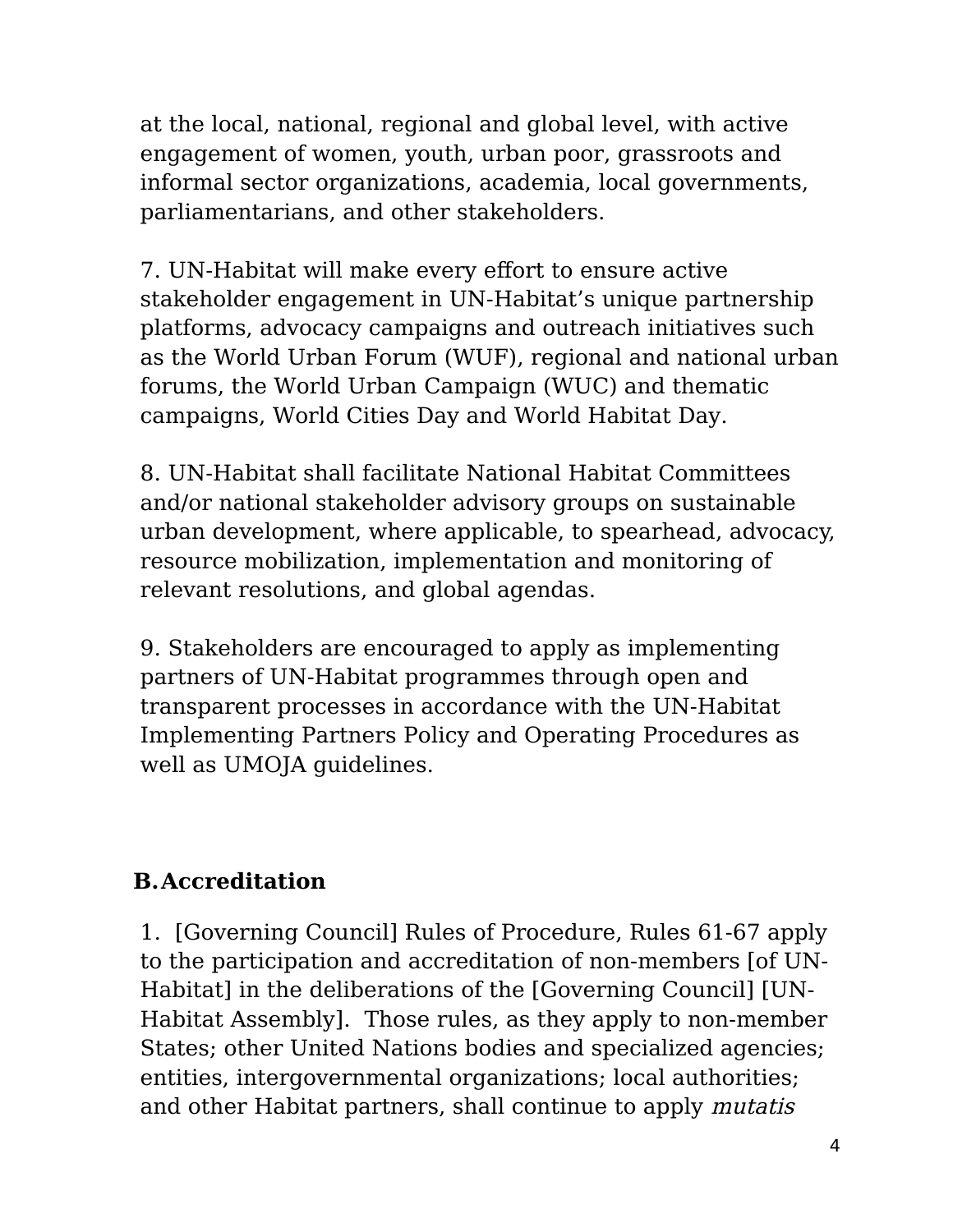at the local, national, regional and global level, with active engagement of women, youth, urban poor, grassroots and informal sector organizations, academia, local governments, parliamentarians, and other stakeholders.

7. UN-Habitat will make every effort to ensure active stakeholder engagement in UN-Habitat's unique partnership platforms, advocacy campaigns and outreach initiatives such as the World Urban Forum (WUF), regional and national urban forums, the World Urban Campaign (WUC) and thematic campaigns, World Cities Day and World Habitat Day.

8. UN-Habitat shall facilitate National Habitat Committees and/or national stakeholder advisory groups on sustainable urban development, where applicable, to spearhead, advocacy, resource mobilization, implementation and monitoring of relevant resolutions, and global agendas.

9. Stakeholders are encouraged to apply as implementing partners of UN-Habitat programmes through open and transparent processes in accordance with the UN-Habitat Implementing Partners Policy and Operating Procedures as well as UMOJA guidelines.

## B. Accreditation

1. [Governing Council] Rules of Procedure, Rules 61-67 apply to the participation and accreditation of non-members [of UN-Habitat] in the deliberations of the [Governing Council] [UN-Habitat Assembly]. Those rules, as they apply to non-member States; other United Nations bodies and specialized agencies; entities, intergovernmental organizations; local authorities; and other Habitat partners, shall continue to apply *mutatis*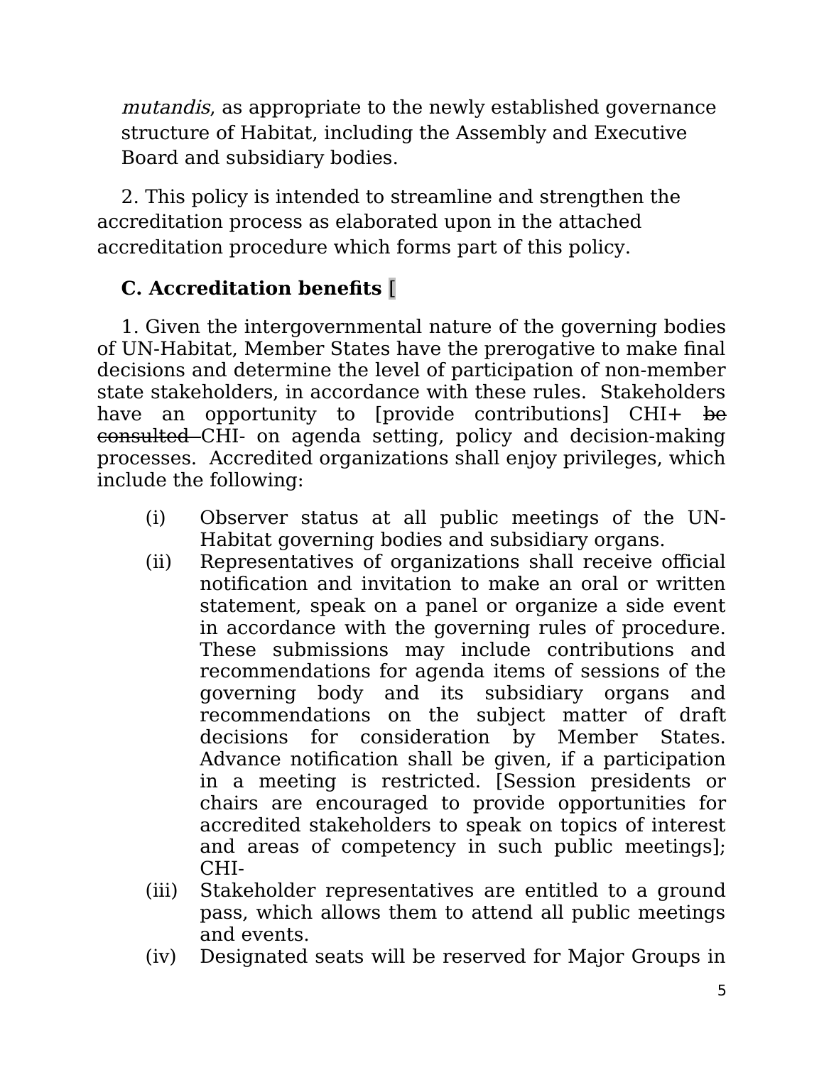*mutandis*, as appropriate to the newly established governance structure of Habitat, including the Assembly and Executive Board and subsidiary bodies.

2. This policy is intended to streamline and strengthen the accreditation process as elaborated upon in the attached accreditation procedure which forms part of this policy.

### C. Accreditation benefits [

1. Given the intergovernmental nature of the governing bodies of UN-Habitat, Member States have the prerogative to make final decisions and determine the level of participation of non-member state stakeholders, in accordance with these rules. Stakeholders have an opportunity to [provide contributions] CHI+ ~~be consulted~~ CHI- on agenda setting, policy and decision-making processes. Accredited organizations shall enjoy privileges, which include the following:

(i) Observer status at all public meetings of the UN-Habitat governing bodies and subsidiary organs.

(ii) Representatives of organizations shall receive official notification and invitation to make an oral or written statement, speak on a panel or organize a side event in accordance with the governing rules of procedure. These submissions may include contributions and recommendations for agenda items of sessions of the governing body and its subsidiary organs and recommendations on the subject matter of draft decisions for consideration by Member States. Advance notification shall be given, if a participation in a meeting is restricted. [Session presidents or chairs are encouraged to provide opportunities for accredited stakeholders to speak on topics of interest and areas of competency in such public meetings]; CHI-

(iii) Stakeholder representatives are entitled to a ground pass, which allows them to attend all public meetings and events.

(iv) Designated seats will be reserved for Major Groups in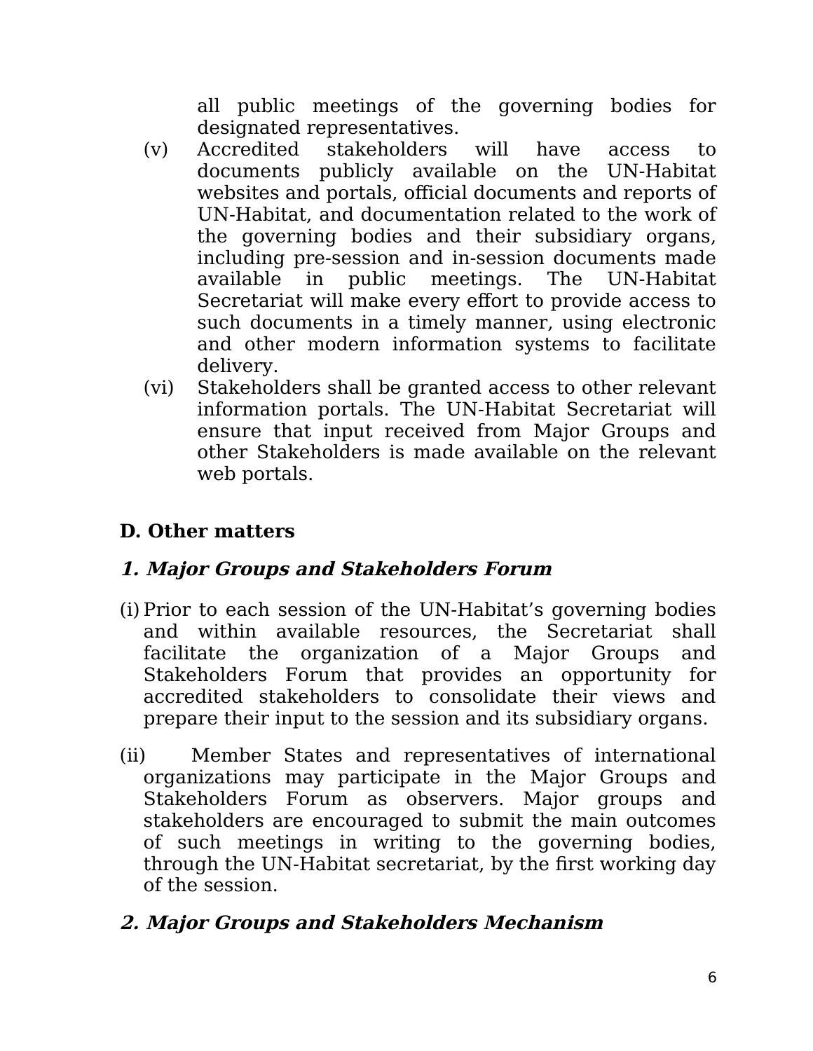all public meetings of the governing bodies for designated representatives.

(v) Accredited stakeholders will have access to documents publicly available on the UN-Habitat websites and portals, official documents and reports of UN-Habitat, and documentation related to the work of the governing bodies and their subsidiary organs, including pre-session and in-session documents made available in public meetings. The UN-Habitat Secretariat will make every effort to provide access to such documents in a timely manner, using electronic and other modern information systems to facilitate delivery.

(vi) Stakeholders shall be granted access to other relevant information portals. The UN-Habitat Secretariat will ensure that input received from Major Groups and other Stakeholders is made available on the relevant web portals.

## D. Other matters

### *1. Major Groups and Stakeholders Forum*

(i) Prior to each session of the UN-Habitat's governing bodies and within available resources, the Secretariat shall facilitate the organization of a Major Groups and Stakeholders Forum that provides an opportunity for accredited stakeholders to consolidate their views and prepare their input to the session and its subsidiary organs.

(ii) Member States and representatives of international organizations may participate in the Major Groups and Stakeholders Forum as observers. Major groups and stakeholders are encouraged to submit the main outcomes of such meetings in writing to the governing bodies, through the UN-Habitat secretariat, by the first working day of the session.

### *2. Major Groups and Stakeholders Mechanism*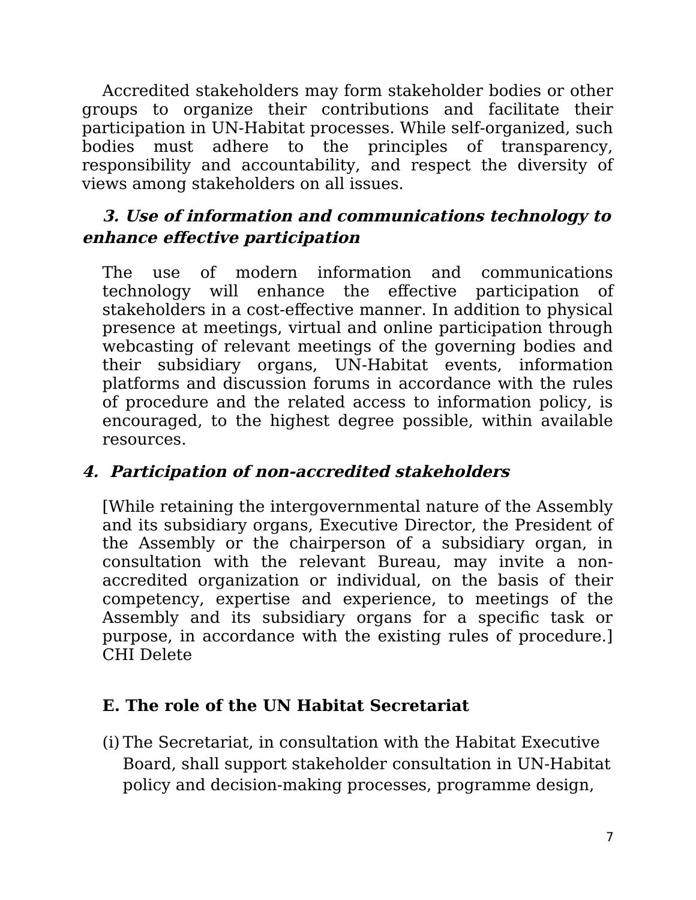Accredited stakeholders may form stakeholder bodies or other groups to organize their contributions and facilitate their participation in UN-Habitat processes. While self-organized, such bodies must adhere to the principles of transparency, responsibility and accountability, and respect the diversity of views among stakeholders on all issues.

### ***3. Use of information and communications technology to enhance effective participation***

The use of modern information and communications technology will enhance the effective participation of stakeholders in a cost-effective manner. In addition to physical presence at meetings, virtual and online participation through webcasting of relevant meetings of the governing bodies and their subsidiary organs, UN-Habitat events, information platforms and discussion forums in accordance with the rules of procedure and the related access to information policy, is encouraged, to the highest degree possible, within available resources.

### ***4. Participation of non-accredited stakeholders***

[While retaining the intergovernmental nature of the Assembly and its subsidiary organs, Executive Director, the President of the Assembly or the chairperson of a subsidiary organ, in consultation with the relevant Bureau, may invite a non-accredited organization or individual, on the basis of their competency, expertise and experience, to meetings of the Assembly and its subsidiary organs for a specific task or purpose, in accordance with the existing rules of procedure.] CHI Delete

## **E. The role of the UN Habitat Secretariat**

(i) The Secretariat, in consultation with the Habitat Executive Board, shall support stakeholder consultation in UN-Habitat policy and decision-making processes, programme design,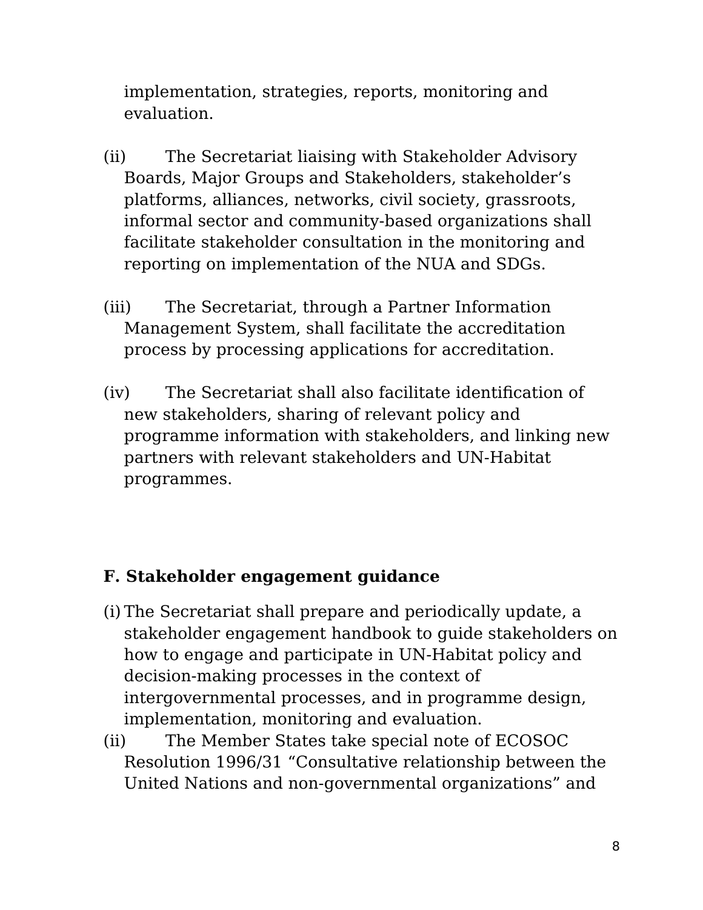implementation, strategies, reports, monitoring and evaluation.

(ii) The Secretariat liaising with Stakeholder Advisory Boards, Major Groups and Stakeholders, stakeholder's platforms, alliances, networks, civil society, grassroots, informal sector and community-based organizations shall facilitate stakeholder consultation in the monitoring and reporting on implementation of the NUA and SDGs.

(iii) The Secretariat, through a Partner Information Management System, shall facilitate the accreditation process by processing applications for accreditation.

(iv) The Secretariat shall also facilitate identification of new stakeholders, sharing of relevant policy and programme information with stakeholders, and linking new partners with relevant stakeholders and UN-Habitat programmes.

**F. Stakeholder engagement guidance**

(i) The Secretariat shall prepare and periodically update, a stakeholder engagement handbook to guide stakeholders on how to engage and participate in UN-Habitat policy and decision-making processes in the context of intergovernmental processes, and in programme design, implementation, monitoring and evaluation.

(ii) The Member States take special note of ECOSOC Resolution 1996/31 "Consultative relationship between the United Nations and non-governmental organizations" and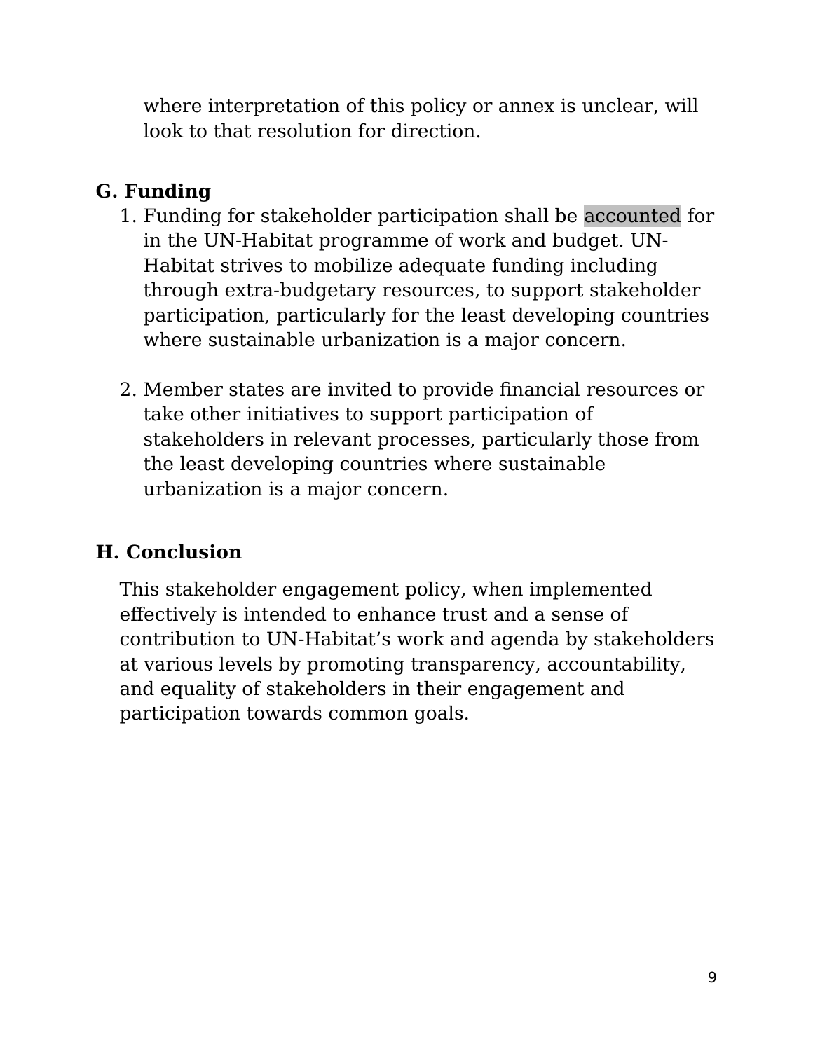where interpretation of this policy or annex is unclear, will look to that resolution for direction.

**G. Funding**

1. Funding for stakeholder participation shall be accounted for in the UN-Habitat programme of work and budget. UN-Habitat strives to mobilize adequate funding including through extra-budgetary resources, to support stakeholder participation, particularly for the least developing countries where sustainable urbanization is a major concern.

2. Member states are invited to provide financial resources or take other initiatives to support participation of stakeholders in relevant processes, particularly those from the least developing countries where sustainable urbanization is a major concern.

**H. Conclusion**

This stakeholder engagement policy, when implemented effectively is intended to enhance trust and a sense of contribution to UN-Habitat's work and agenda by stakeholders at various levels by promoting transparency, accountability, and equality of stakeholders in their engagement and participation towards common goals.